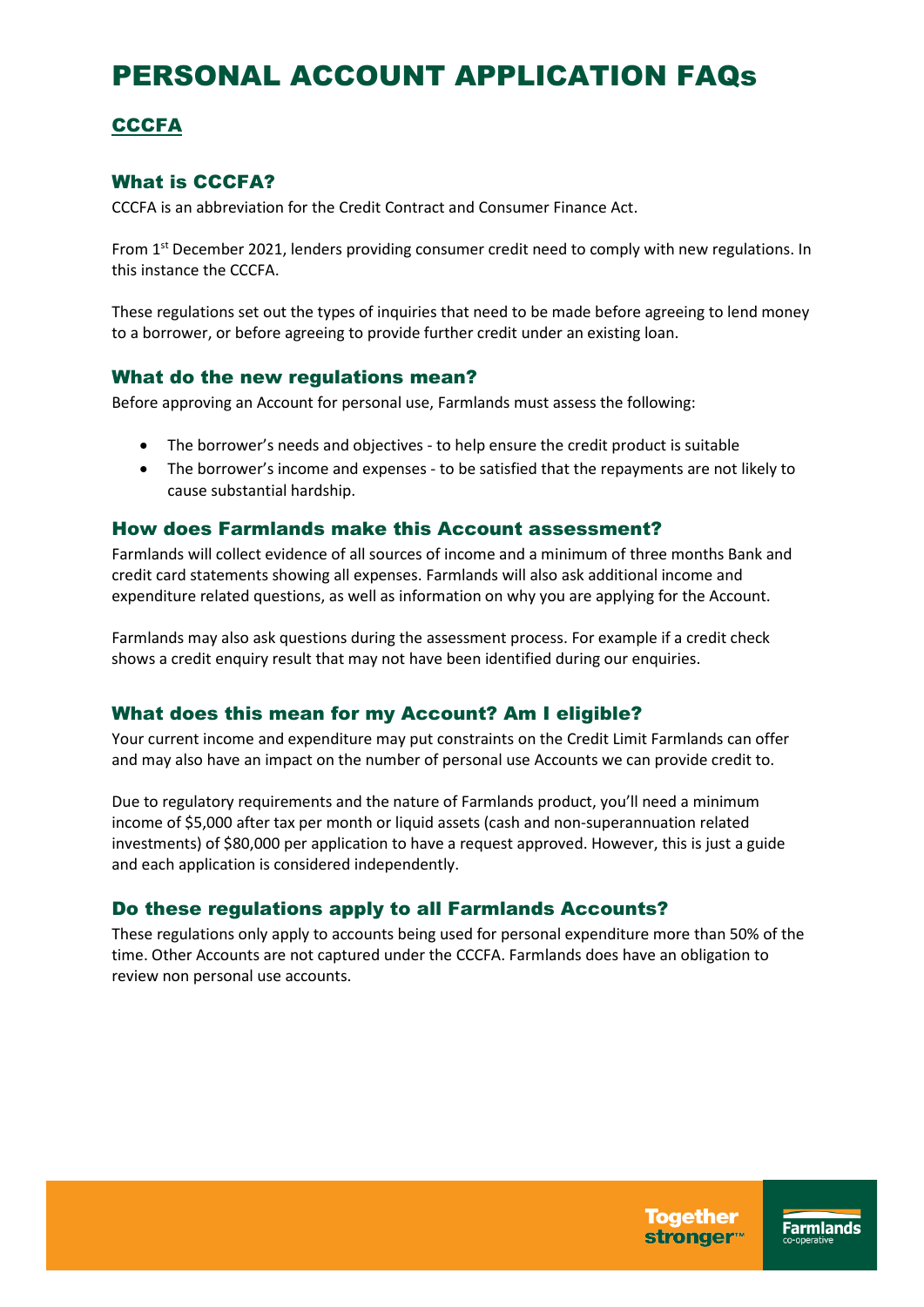# PERSONAL ACCOUNT APPLICATION FAQs

## CCCFA

### What is CCCFA?

CCCFA is an abbreviation for the Credit Contract and Consumer Finance Act.

From 1st December 2021, lenders providing consumer credit need to comply with new regulations. In this instance the CCCFA.

These regulations set out the types of inquiries that need to be made before agreeing to lend money to a borrower, or before agreeing to provide further credit under an existing loan.

### What do the new regulations mean?

Before approving an Account for personal use, Farmlands must assess the following:

- The borrower's needs and objectives - to help ensure the credit product is suitable
- The borrower's income and expenses - to be satisfied that the repayments are not likely to cause substantial hardship.

### How does Farmlands make this Account assessment?

Farmlands will collect evidence of all sources of income and a minimum of three months Bank and credit card statements showing all expenses. Farmlands will also ask additional income and expenditure related questions, as well as information on why you are applying for the Account.

Farmlands may also ask questions during the assessment process. For example if a credit check shows a credit enquiry result that may not have been identified during our enquiries.

### What does this mean for my Account? Am I eligible?

Your current income and expenditure may put constraints on the Credit Limit Farmlands can offer and may also have an impact on the number of personal use Accounts we can provide credit to.

Due to regulatory requirements and the nature of Farmlands product, you'll need a minimum income of $5,000 after tax per month or liquid assets (cash and non-superannuation related investments) of $80,000 per application to have a request approved. However, this is just a guide and each application is considered independently.

### Do these regulations apply to all Farmlands Accounts?

These regulations only apply to accounts being used for personal expenditure more than 50% of the time. Other Accounts are not captured under the CCCFA. Farmlands does have an obligation to review non personal use accounts.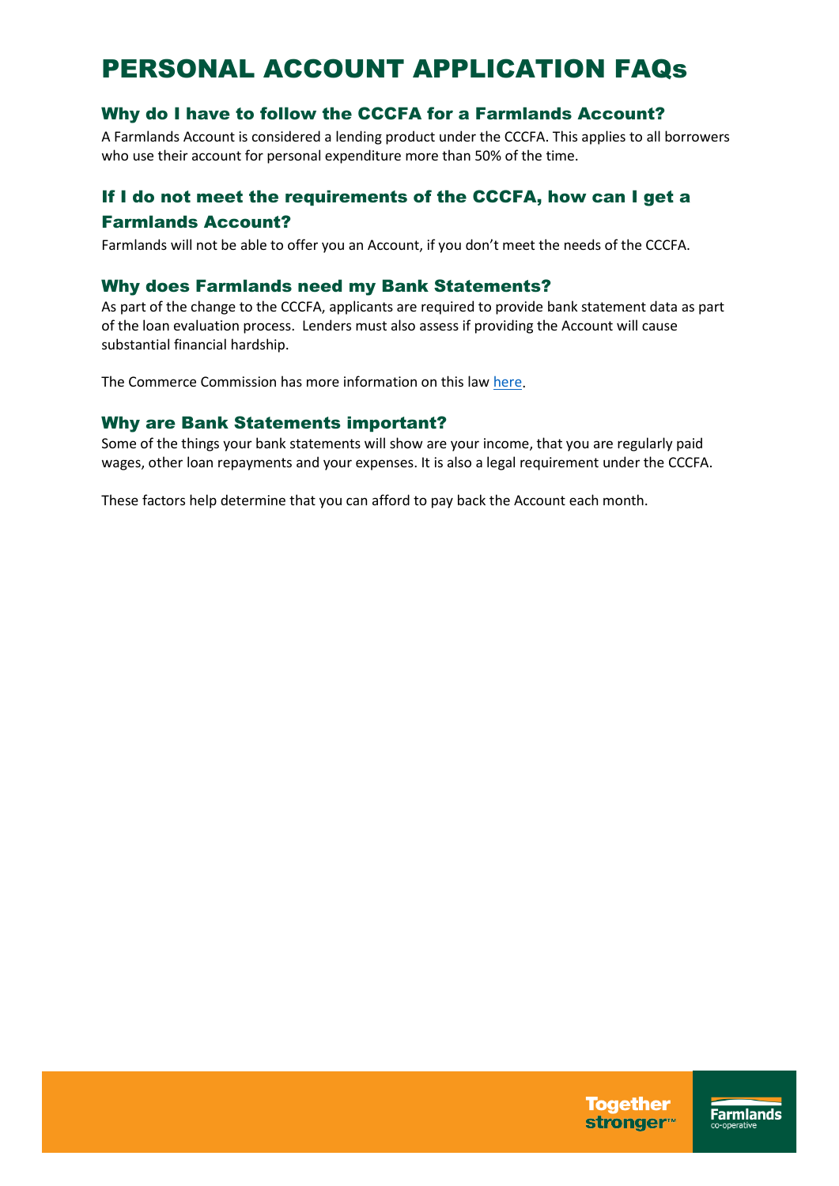# PERSONAL ACCOUNT APPLICATION FAQs

## Why do I have to follow the CCCFA for a Farmlands Account?

A Farmlands Account is considered a lending product under the CCCFA. This applies to all borrowers who use their account for personal expenditure more than 50% of the time.

## If I do not meet the requirements of the CCCFA, how can I get a Farmlands Account?

Farmlands will not be able to offer you an Account, if you don't meet the needs of the CCCFA.

## Why does Farmlands need my Bank Statements?

As part of the change to the CCCFA, applicants are required to provide bank statement data as part of the loan evaluation process. Lenders must also assess if providing the Account will cause substantial financial hardship.

The Commerce Commission has more information on this law here.

## Why are Bank Statements important?

Some of the things your bank statements will show are your income, that you are regularly paid wages, other loan repayments and your expenses. It is also a legal requirement under the CCCFA.

These factors help determine that you can afford to pay back the Account each month.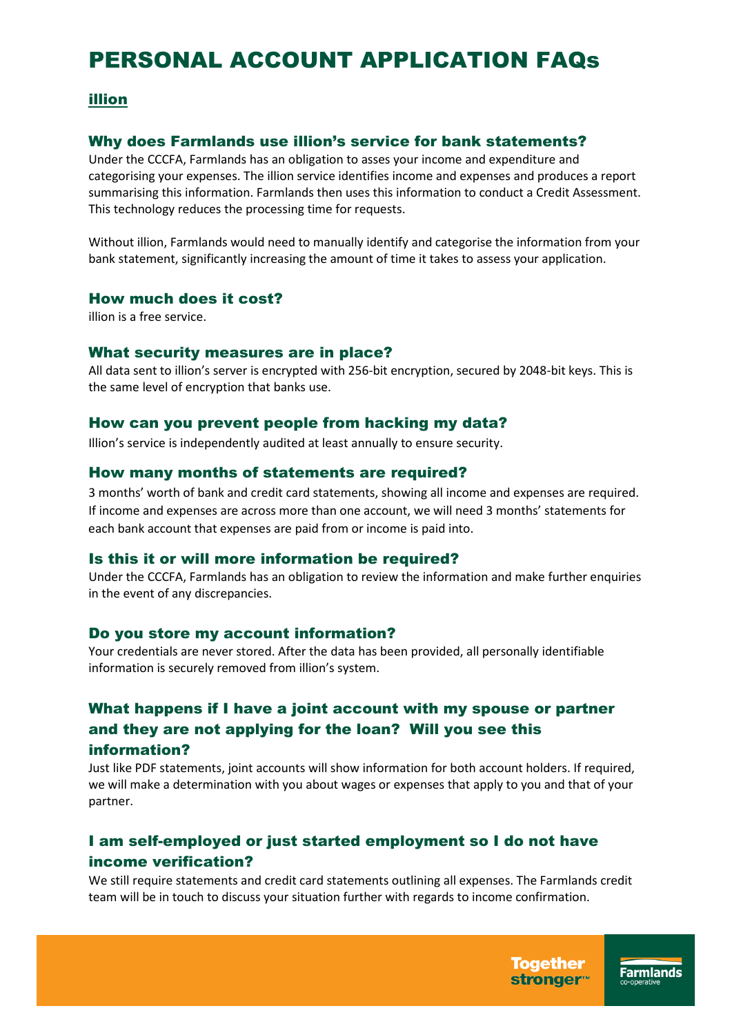# PERSONAL ACCOUNT APPLICATION FAQs

## illion

### Why does Farmlands use illion's service for bank statements?

Under the CCCFA, Farmlands has an obligation to asses your income and expenditure and categorising your expenses. The illion service identifies income and expenses and produces a report summarising this information. Farmlands then uses this information to conduct a Credit Assessment. This technology reduces the processing time for requests.

Without illion, Farmlands would need to manually identify and categorise the information from your bank statement, significantly increasing the amount of time it takes to assess your application.

### How much does it cost?

illion is a free service.

### What security measures are in place?

All data sent to illion's server is encrypted with 256-bit encryption, secured by 2048-bit keys. This is the same level of encryption that banks use.

### How can you prevent people from hacking my data?

Illion's service is independently audited at least annually to ensure security.

### How many months of statements are required?

3 months' worth of bank and credit card statements, showing all income and expenses are required. If income and expenses are across more than one account, we will need 3 months' statements for each bank account that expenses are paid from or income is paid into.

### Is this it or will more information be required?

Under the CCCFA, Farmlands has an obligation to review the information and make further enquiries in the event of any discrepancies.

### Do you store my account information?

Your credentials are never stored. After the data has been provided, all personally identifiable information is securely removed from illion's system.

### What happens if I have a joint account with my spouse or partner and they are not applying for the loan? Will you see this information?

Just like PDF statements, joint accounts will show information for both account holders. If required, we will make a determination with you about wages or expenses that apply to you and that of your partner.

### I am self-employed or just started employment so I do not have income verification?

We still require statements and credit card statements outlining all expenses. The Farmlands credit team will be in touch to discuss your situation further with regards to income confirmation.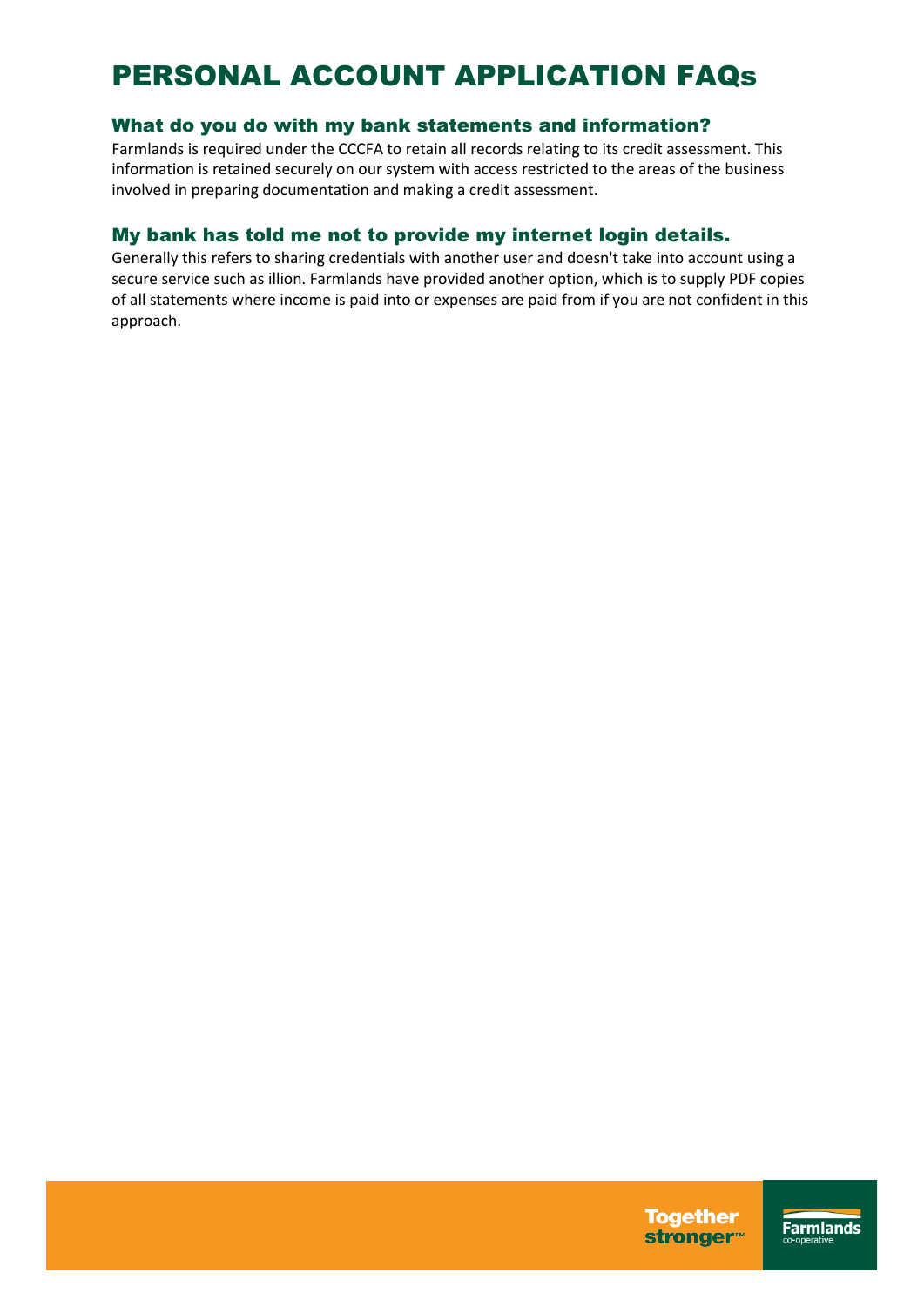# PERSONAL ACCOUNT APPLICATION FAQs

## What do you do with my bank statements and information?

Farmlands is required under the CCCFA to retain all records relating to its credit assessment. This information is retained securely on our system with access restricted to the areas of the business involved in preparing documentation and making a credit assessment.

## My bank has told me not to provide my internet login details.

Generally this refers to sharing credentials with another user and doesn't take into account using a secure service such as illion. Farmlands have provided another option, which is to supply PDF copies of all statements where income is paid into or expenses are paid from if you are not confident in this approach.